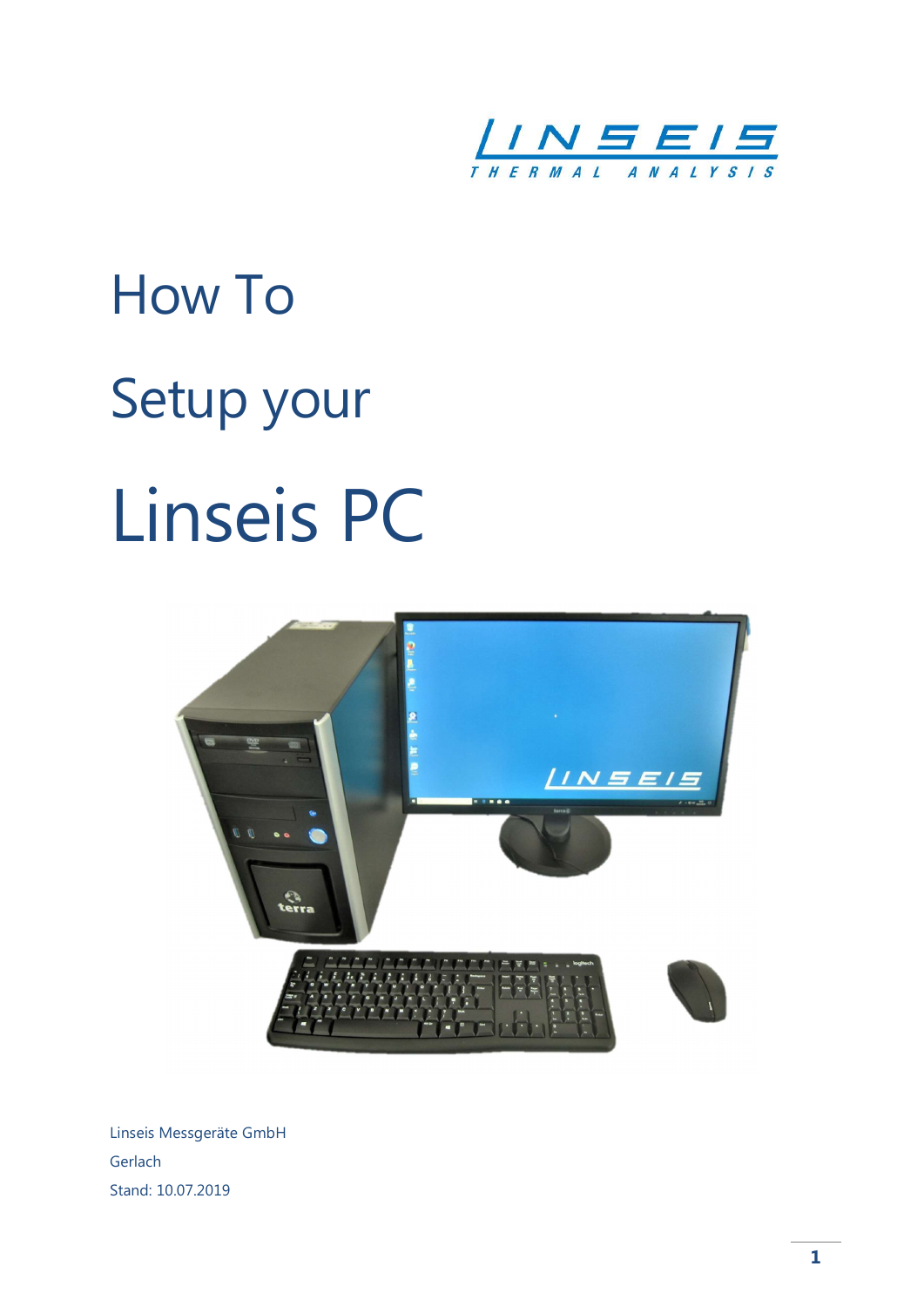LINSEIS THERMAL ANALYSIS

# How To

# Setup your

# Linseis PC

Linseis Messgeräte GmbH

Gerlach

Stand: 10.07.2019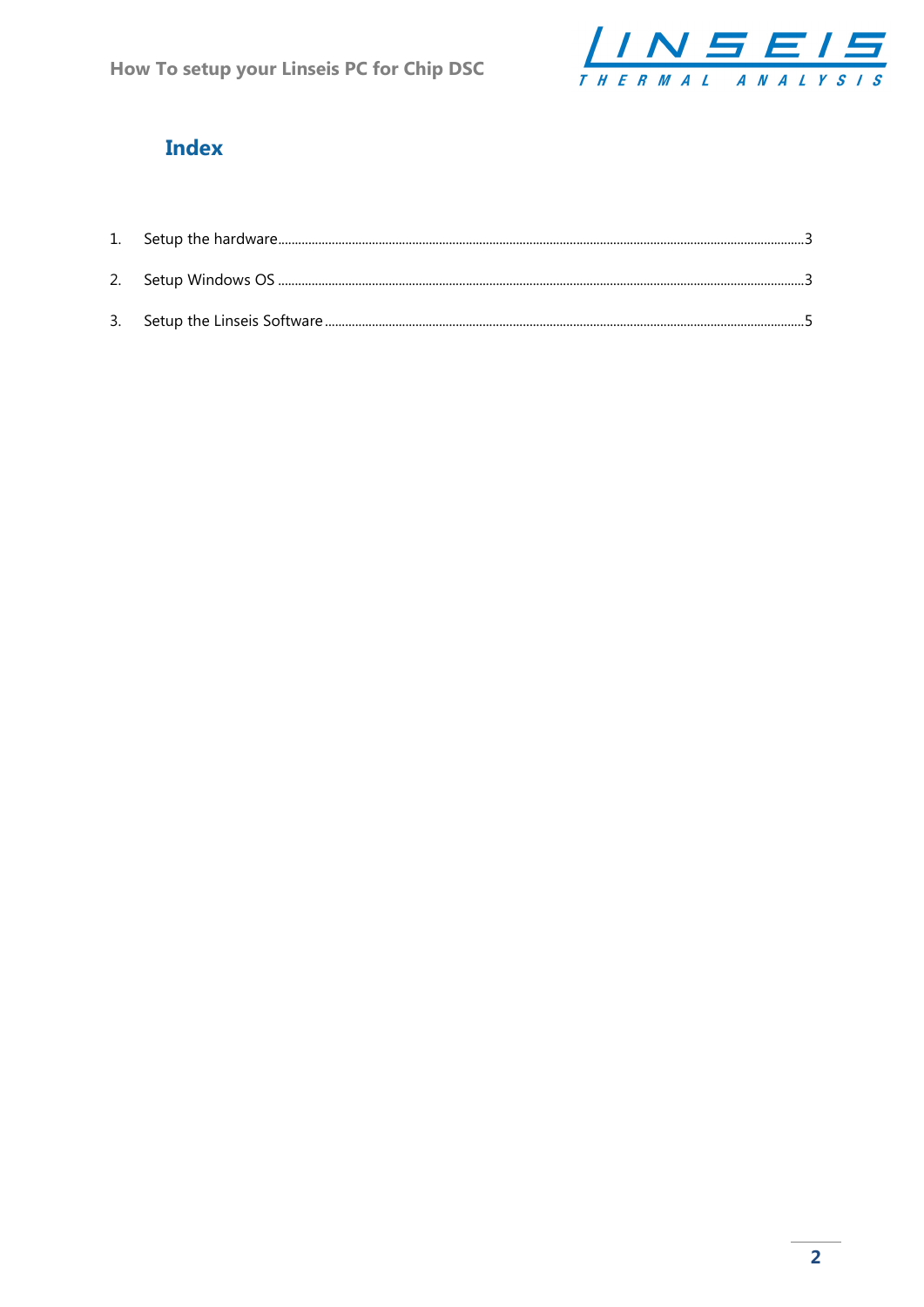# Index

1. Setup the hardware ....................................................................................................................... 3
2. Setup Windows OS ........................................................................................................................ 3
3. Setup the Linseis Software ............................................................................................................ 5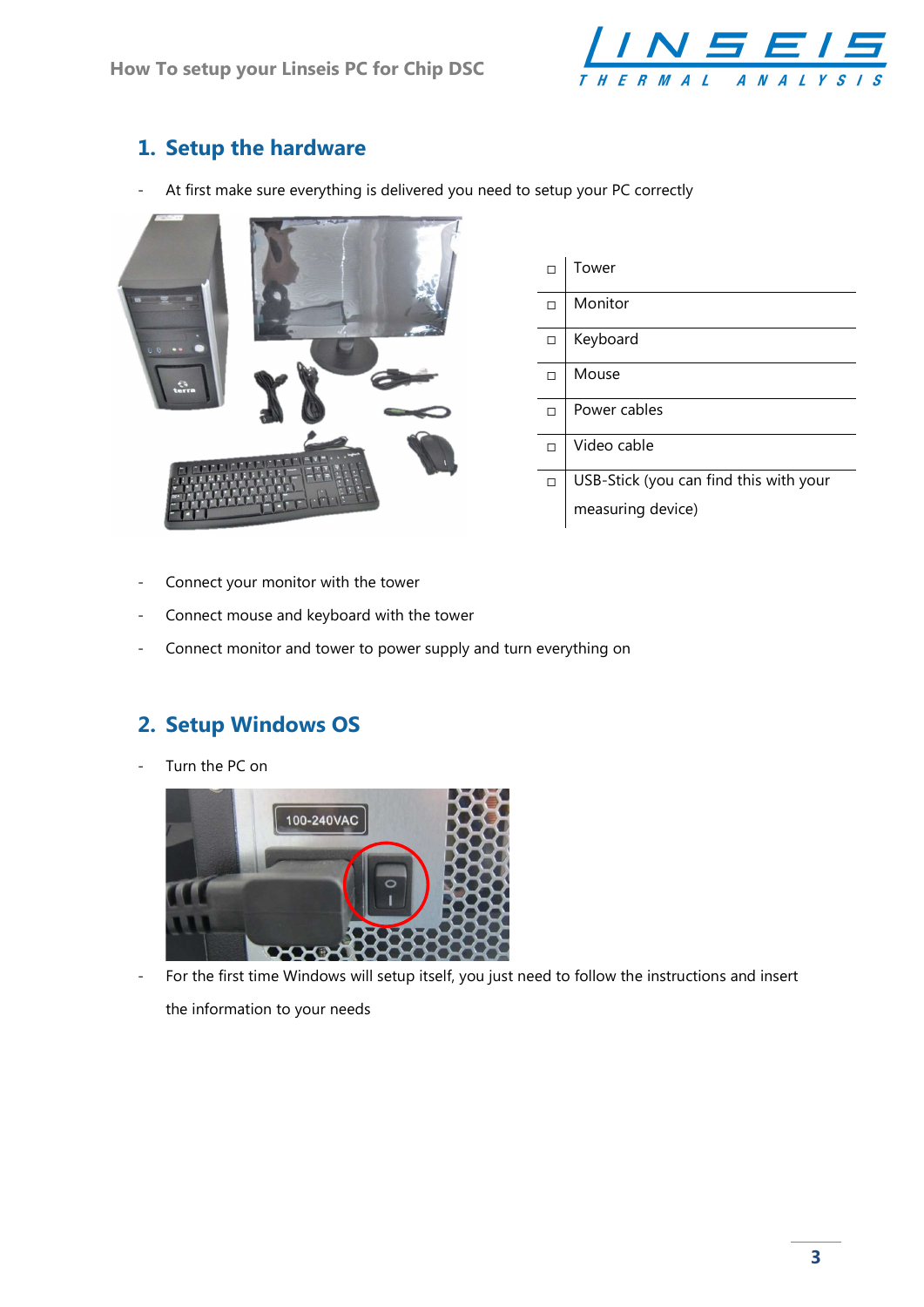# 1. Setup the hardware

- At first make sure everything is delivered you need to setup your PC correctly

| | |
|---|---|
| ◻ | Tower |
| ◻ | Monitor |
| ◻ | Keyboard |
| ◻ | Mouse |
| ◻ | Power cables |
| ◻ | Video cable |
| ◻ | USB-Stick (you can find this with your measuring device) |

- Connect your monitor with the tower
- Connect mouse and keyboard with the tower
- Connect monitor and tower to power supply and turn everything on

# 2. Setup Windows OS

- Turn the PC on
- For the first time Windows will setup itself, you just need to follow the instructions and insert the information to your needs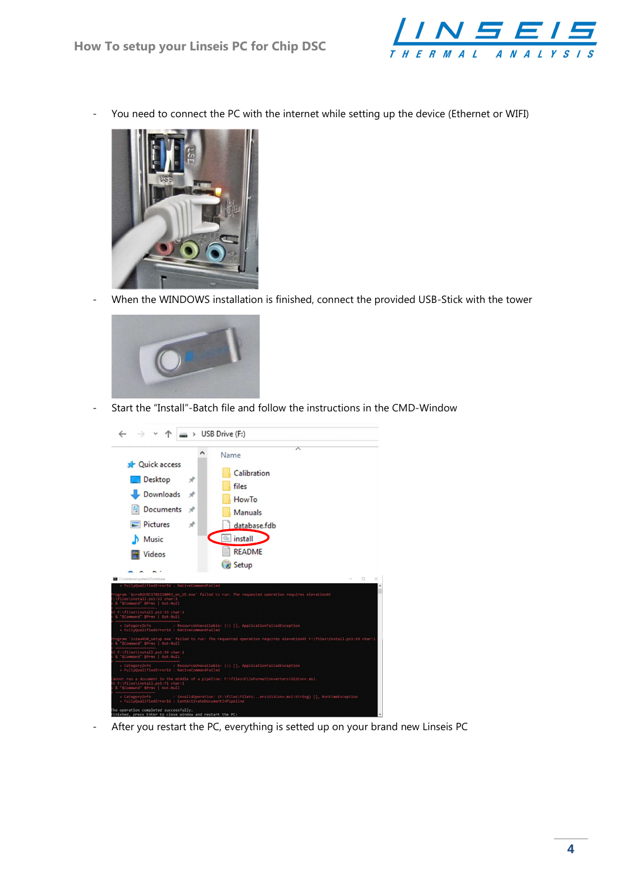- You need to connect the PC with the internet while setting up the device (Ethernet or WIFI)
- When the WINDOWS installation is finished, connect the provided USB-Stick with the tower
- Start the “Install”-Batch file and follow the instructions in the CMD-Window
- After you restart the PC, everything is setted up on your brand new Linseis PC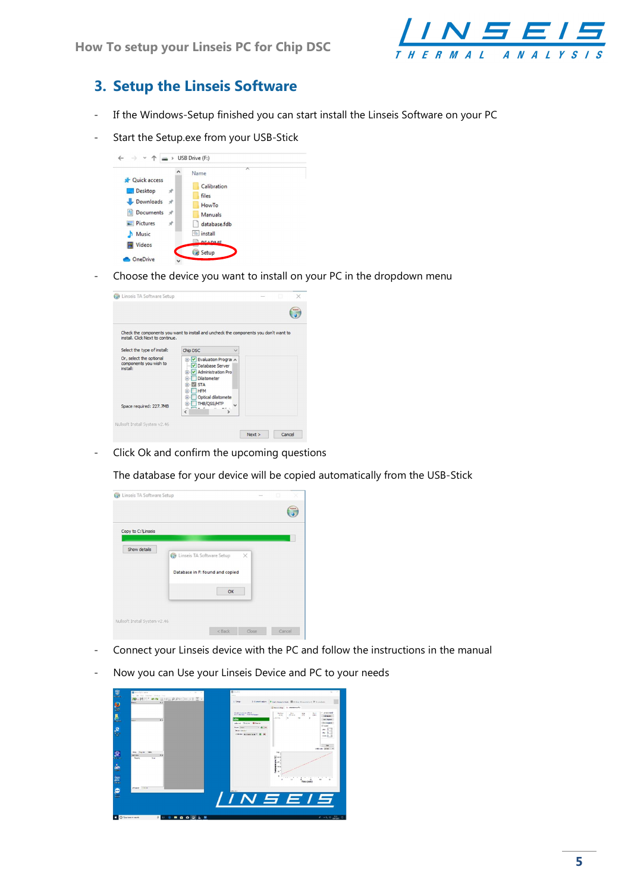## 3. Setup the Linseis Software

- If the Windows-Setup finished you can start install the Linseis Software on your PC
- Start the Setup.exe from your USB-Stick
- Choose the device you want to install on your PC in the dropdown menu
- Click Ok and confirm the upcoming questions

  The database for your device will be copied automatically from the USB-Stick
- Connect your Linseis device with the PC and follow the instructions in the manual
- Now you can Use your Linseis Device and PC to your needs